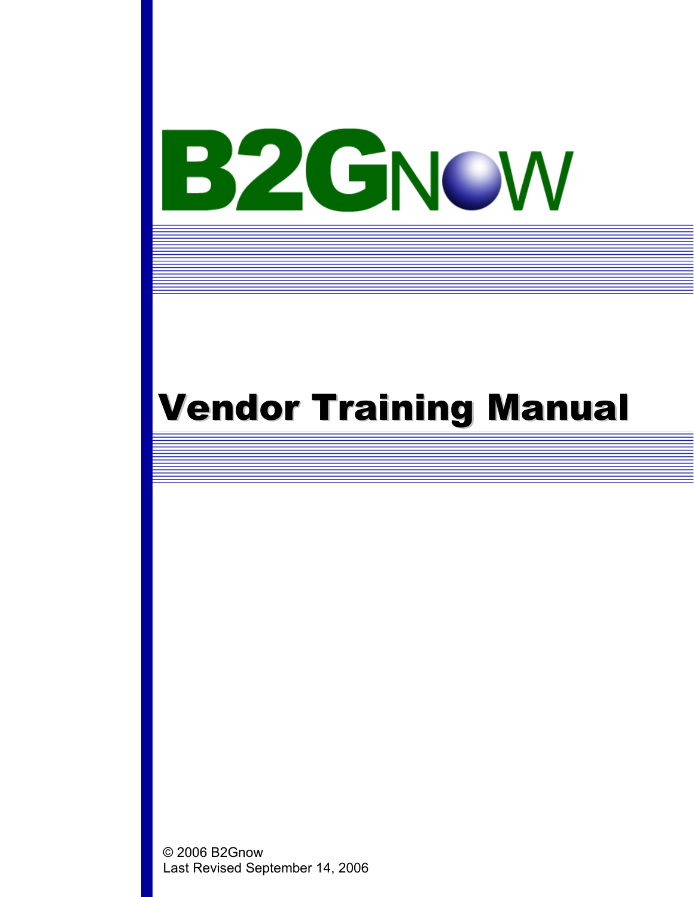# B2GNOW

# Vendor Training Manual

© 2006 B2Gnow
Last Revised September 14, 2006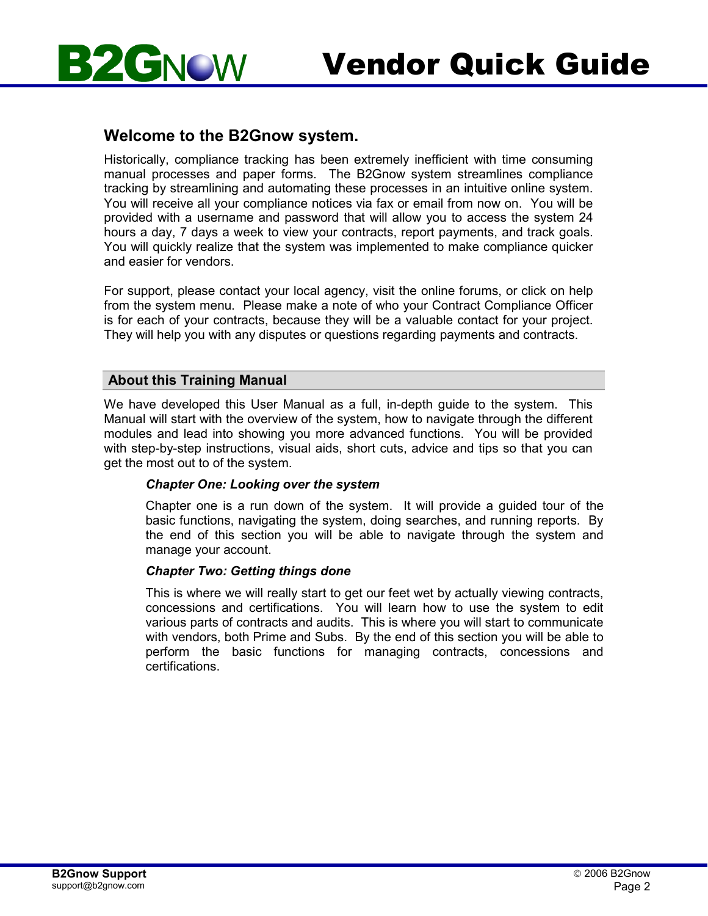# Vendor Quick Guide

## Welcome to the B2Gnow system.

Historically, compliance tracking has been extremely inefficient with time consuming manual processes and paper forms. The B2Gnow system streamlines compliance tracking by streamlining and automating these processes in an intuitive online system. You will receive all your compliance notices via fax or email from now on. You will be provided with a username and password that will allow you to access the system 24 hours a day, 7 days a week to view your contracts, report payments, and track goals. You will quickly realize that the system was implemented to make compliance quicker and easier for vendors.

For support, please contact your local agency, visit the online forums, or click on help from the system menu. Please make a note of who your Contract Compliance Officer is for each of your contracts, because they will be a valuable contact for your project. They will help you with any disputes or questions regarding payments and contracts.

## About this Training Manual

We have developed this User Manual as a full, in-depth guide to the system. This Manual will start with the overview of the system, how to navigate through the different modules and lead into showing you more advanced functions. You will be provided with step-by-step instructions, visual aids, short cuts, advice and tips so that you can get the most out to of the system.

***Chapter One: Looking over the system***

Chapter one is a run down of the system. It will provide a guided tour of the basic functions, navigating the system, doing searches, and running reports. By the end of this section you will be able to navigate through the system and manage your account.

***Chapter Two: Getting things done***

This is where we will really start to get our feet wet by actually viewing contracts, concessions and certifications. You will learn how to use the system to edit various parts of contracts and audits. This is where you will start to communicate with vendors, both Prime and Subs. By the end of this section you will be able to perform the basic functions for managing contracts, concessions and certifications.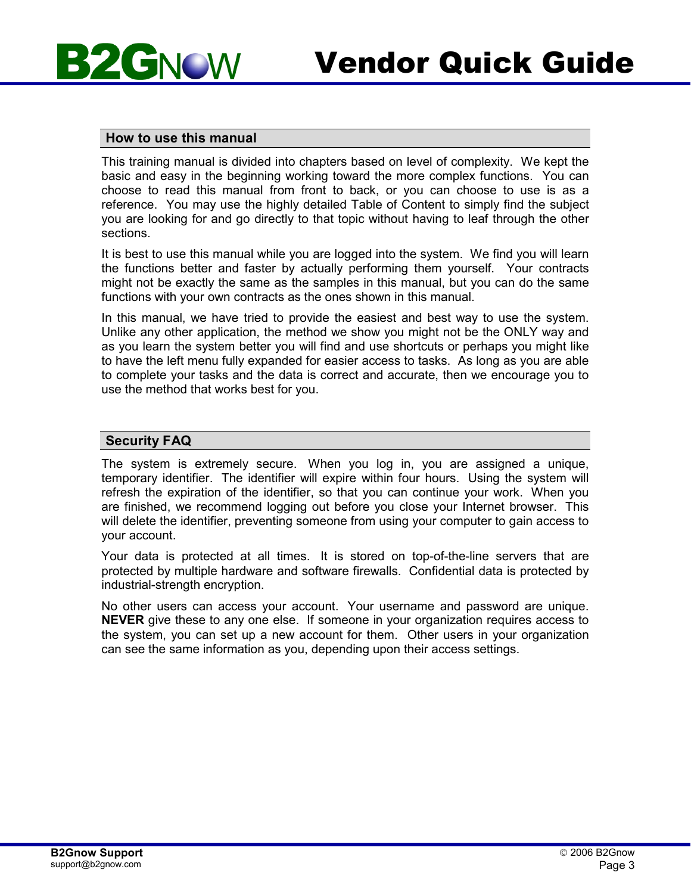## How to use this manual

This training manual is divided into chapters based on level of complexity. We kept the basic and easy in the beginning working toward the more complex functions. You can choose to read this manual from front to back, or you can choose to use is as a reference. You may use the highly detailed Table of Content to simply find the subject you are looking for and go directly to that topic without having to leaf through the other sections.

It is best to use this manual while you are logged into the system. We find you will learn the functions better and faster by actually performing them yourself. Your contracts might not be exactly the same as the samples in this manual, but you can do the same functions with your own contracts as the ones shown in this manual.

In this manual, we have tried to provide the easiest and best way to use the system. Unlike any other application, the method we show you might not be the ONLY way and as you learn the system better you will find and use shortcuts or perhaps you might like to have the left menu fully expanded for easier access to tasks. As long as you are able to complete your tasks and the data is correct and accurate, then we encourage you to use the method that works best for you.

## Security FAQ

The system is extremely secure. When you log in, you are assigned a unique, temporary identifier. The identifier will expire within four hours. Using the system will refresh the expiration of the identifier, so that you can continue your work. When you are finished, we recommend logging out before you close your Internet browser. This will delete the identifier, preventing someone from using your computer to gain access to your account.

Your data is protected at all times. It is stored on top-of-the-line servers that are protected by multiple hardware and software firewalls. Confidential data is protected by industrial-strength encryption.

No other users can access your account. Your username and password are unique. **NEVER** give these to any one else. If someone in your organization requires access to the system, you can set up a new account for them. Other users in your organization can see the same information as you, depending upon their access settings.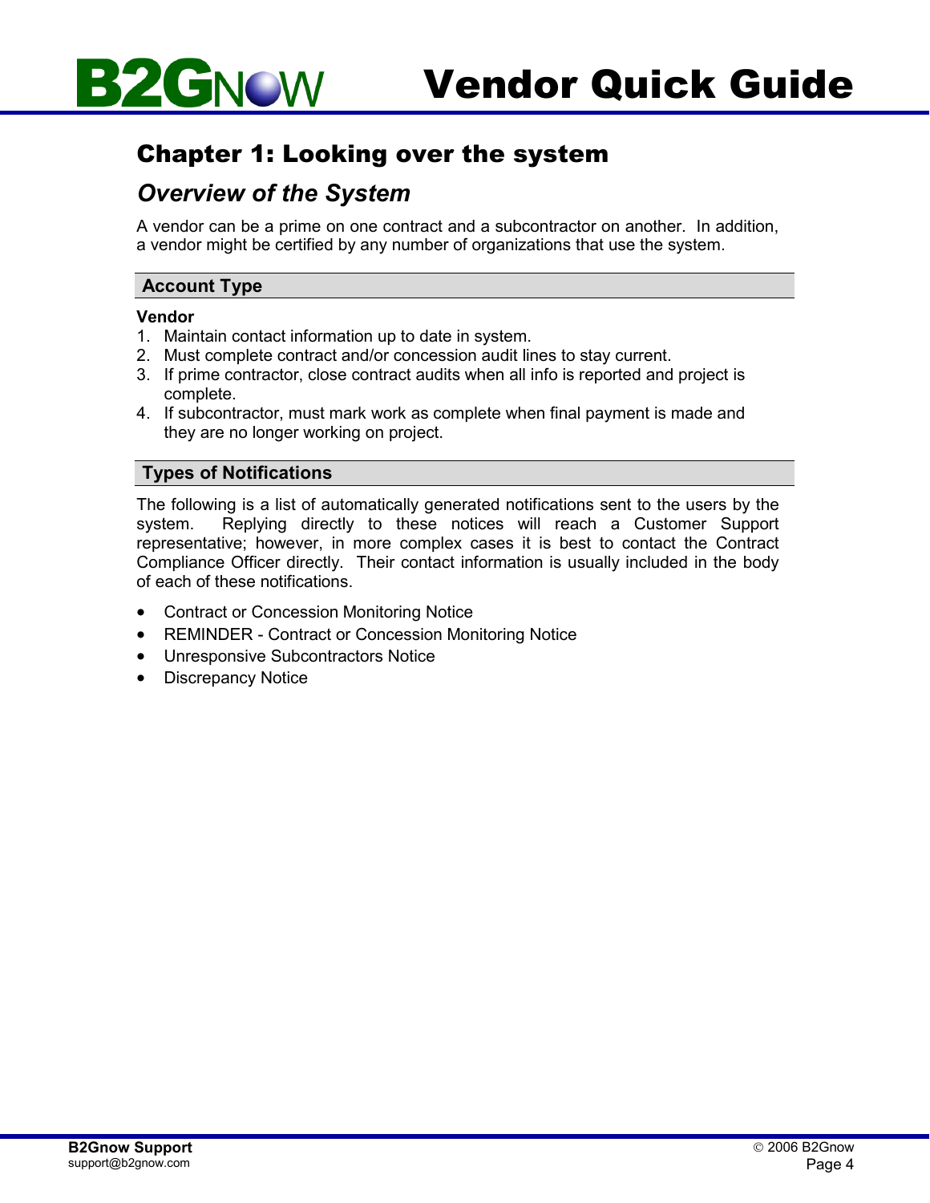# Chapter 1: Looking over the system

## *Overview of the System*

A vendor can be a prime on one contract and a subcontractor on another. In addition, a vendor might be certified by any number of organizations that use the system.

### Account Type

**Vendor**

1. Maintain contact information up to date in system.
2. Must complete contract and/or concession audit lines to stay current.
3. If prime contractor, close contract audits when all info is reported and project is complete.
4. If subcontractor, must mark work as complete when final payment is made and they are no longer working on project.

### Types of Notifications

The following is a list of automatically generated notifications sent to the users by the system. Replying directly to these notices will reach a Customer Support representative; however, in more complex cases it is best to contact the Contract Compliance Officer directly. Their contact information is usually included in the body of each of these notifications.

- Contract or Concession Monitoring Notice
- REMINDER - Contract or Concession Monitoring Notice
- Unresponsive Subcontractors Notice
- Discrepancy Notice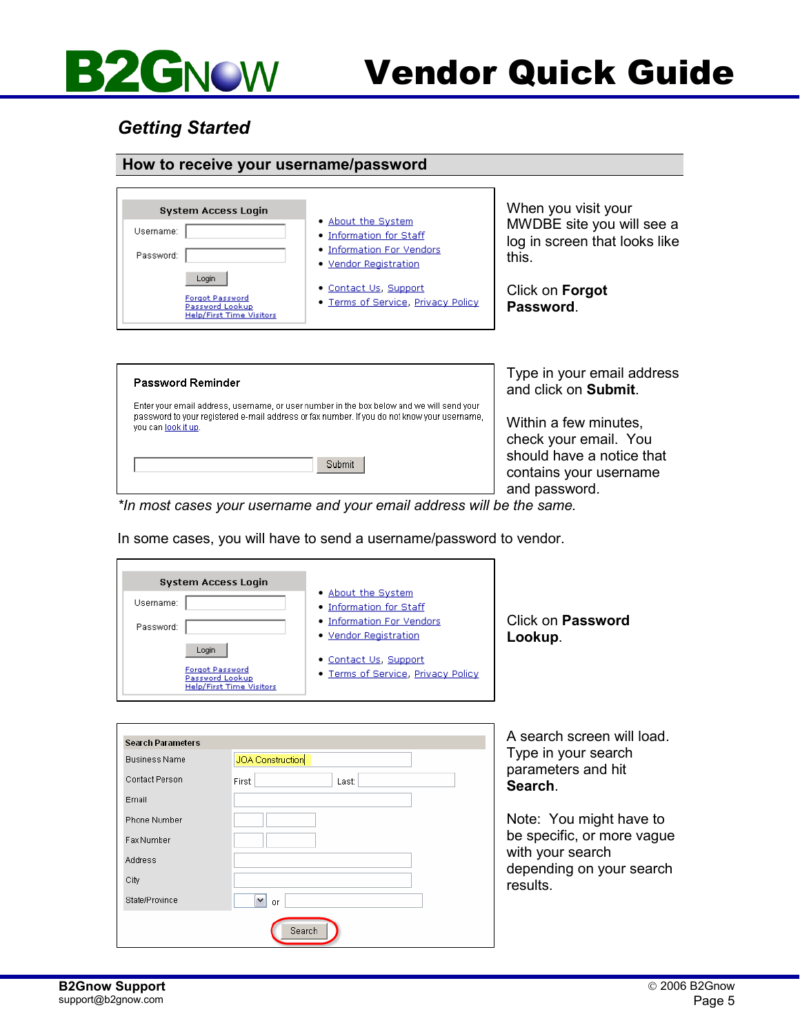## Getting Started

### How to receive your username/password

| System Access Login | |
|---|---|
| Username: | |
| Password: | |
| Login | |
| Forgot Password | |
| Password Lookup | |
| Help/First Time Visitors | |

- About the System
- Information for Staff
- Information For Vendors
- Vendor Registration
- Contact Us, Support
- Terms of Service, Privacy Policy

When you visit your MWDBE site you will see a log in screen that looks like this.

Click on **Forgot Password**.

**Password Reminder**

Enter your email address, username, or user number in the box below and we will send your password to your registered e-mail address or fax number. If you do not know your username, you can look it up.

Submit

Type in your email address and click on **Submit**.

Within a few minutes, check your email. You should have a notice that contains your username and password.

*\*In most cases your username and your email address will be the same.*

In some cases, you will have to send a username/password to vendor.

| System Access Login | |
|---|---|
| Username: | |
| Password: | |
| Login | |
| Forgot Password | |
| Password Lookup | |
| Help/First Time Visitors | |

- About the System
- Information for Staff
- Information For Vendors
- Vendor Registration
- Contact Us, Support
- Terms of Service, Privacy Policy

Click on **Password Lookup**.

| Search Parameters | |
|---|---|
| Business Name | JOA Construction |
| Contact Person | First: Last: |
| Email | |
| Phone Number | |
| Fax Number | |
| Address | |
| City | |
| State/Province | or |

Search

A search screen will load. Type in your search parameters and hit **Search**.

Note: You might have to be specific, or more vague with your search depending on your search results.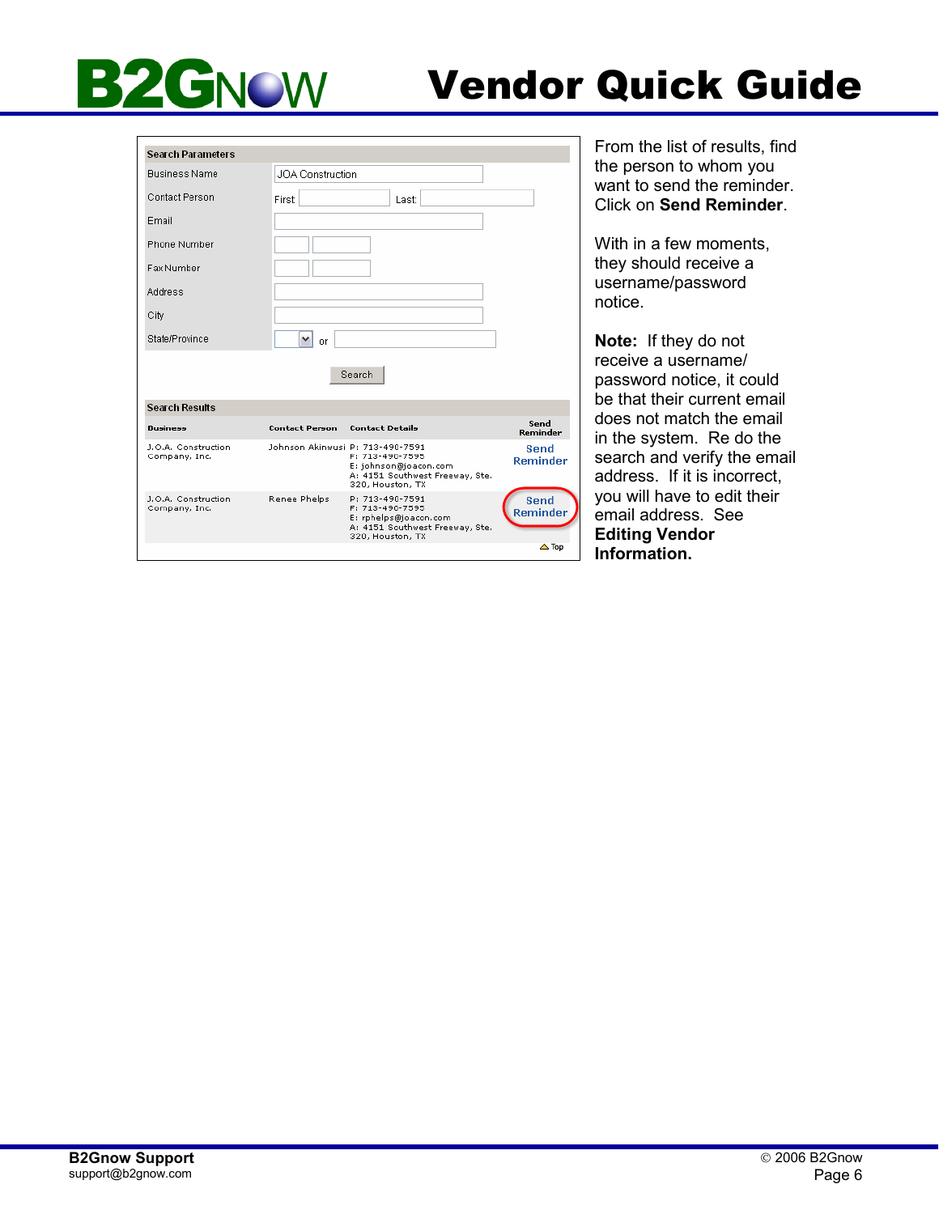From the list of results, find the person to whom you want to send the reminder. Click on **Send Reminder**.

With in a few moments, they should receive a username/password notice.

**Note:** If they do not receive a username/ password notice, it could be that their current email does not match the email in the system. Re do the search and verify the email address. If it is incorrect, you will have to edit their email address. See **Editing Vendor Information.**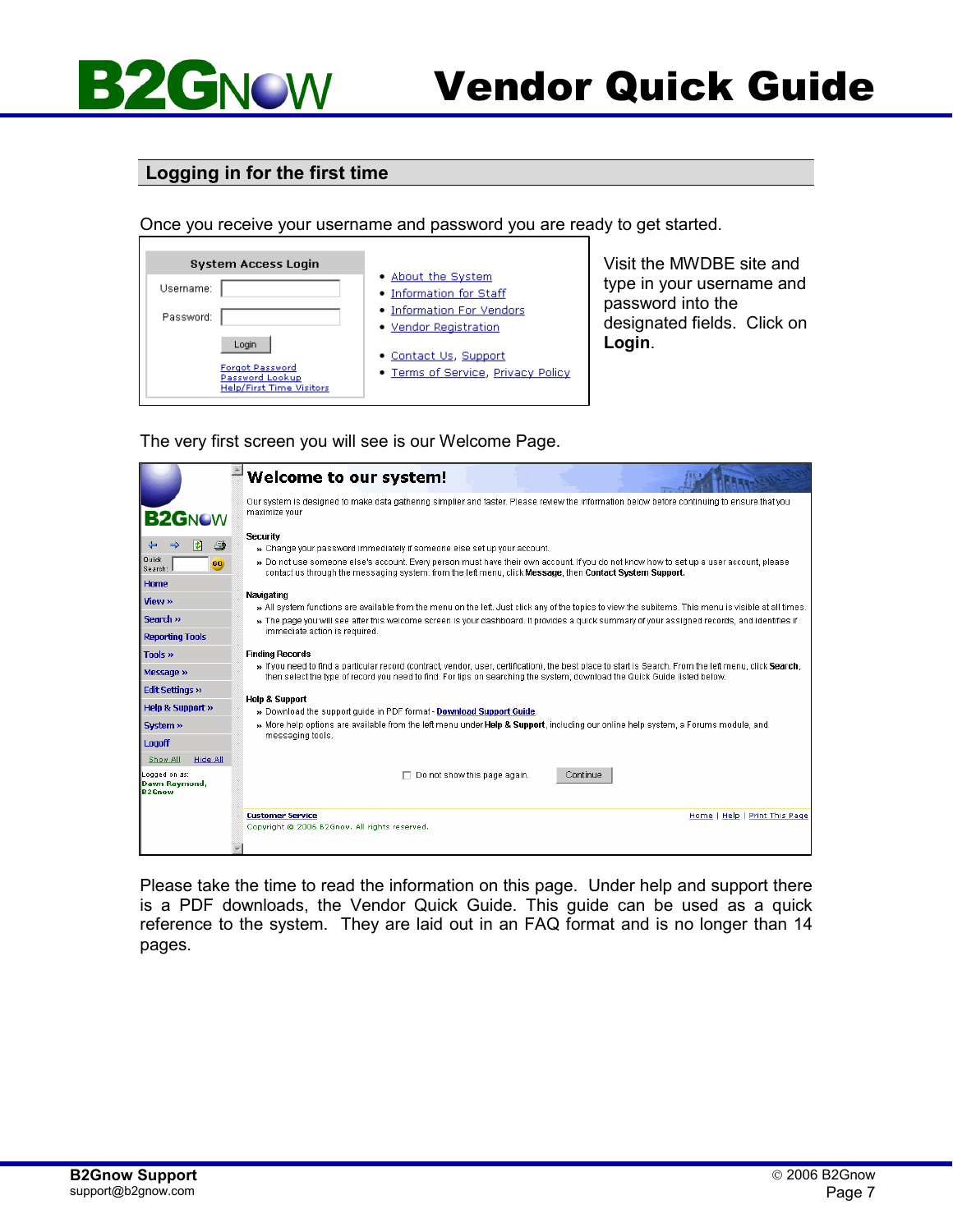## Logging in for the first time

Once you receive your username and password you are ready to get started.

Visit the MWDBE site and type in your username and password into the designated fields. Click on **Login**.

The very first screen you will see is our Welcome Page.

Please take the time to read the information on this page. Under help and support there is a PDF downloads, the Vendor Quick Guide. This guide can be used as a quick reference to the system. They are laid out in an FAQ format and is no longer than 14 pages.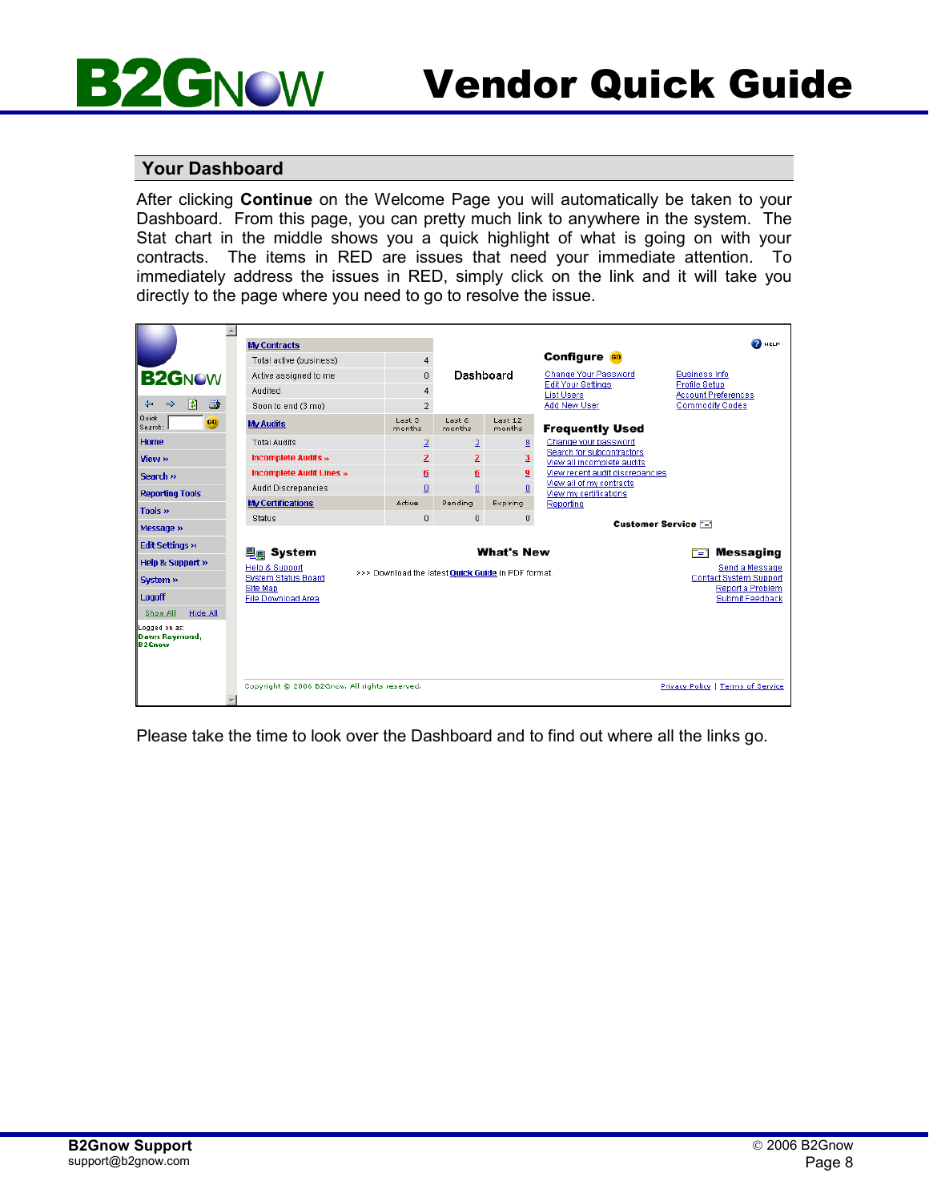## Your Dashboard

After clicking **Continue** on the Welcome Page you will automatically be taken to your Dashboard. From this page, you can pretty much link to anywhere in the system. The Stat chart in the middle shows you a quick highlight of what is going on with your contracts. The items in RED are issues that need your immediate attention. To immediately address the issues in RED, simply click on the link and it will take you directly to the page where you need to go to resolve the issue.

Please take the time to look over the Dashboard and to find out where all the links go.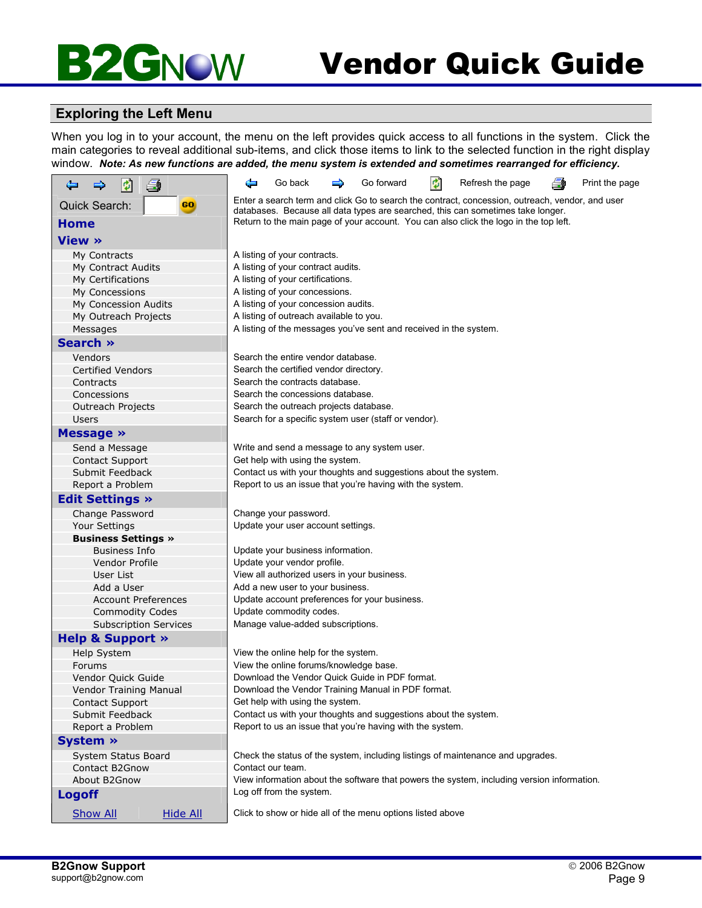# B2GNOW Vendor Quick Guide

## Exploring the Left Menu

When you log in to your account, the menu on the left provides quick access to all functions in the system. Click the main categories to reveal additional sub-items, and click those items to link to the selected function in the right display window. ***Note: As new functions are added, the menu system is extended and sometimes rearranged for efficiency.***

| Menu Item | Description |
|---|---|
| (Go back) | Go back |
| (Go forward) | Go forward |
| (Refresh the page) | Refresh the page |
| (Print the page) | Print the page |
| Quick Search: GO | Enter a search term and click Go to search the contract, concession, outreach, vendor, and user databases. Because all data types are searched, this can sometimes take longer. |
| **Home** | Return to the main page of your account. You can also click the logo in the top left. |
| **View »** | |
| My Contracts | A listing of your contracts. |
| My Contract Audits | A listing of your contract audits. |
| My Certifications | A listing of your certifications. |
| My Concessions | A listing of your concessions. |
| My Concession Audits | A listing of your concession audits. |
| My Outreach Projects | A listing of outreach available to you. |
| Messages | A listing of the messages you've sent and received in the system. |
| **Search »** | |
| Vendors | Search the entire vendor database. |
| Certified Vendors | Search the certified vendor directory. |
| Contracts | Search the contracts database. |
| Concessions | Search the concessions database. |
| Outreach Projects | Search the outreach projects database. |
| Users | Search for a specific system user (staff or vendor). |
| **Message »** | |
| Send a Message | Write and send a message to any system user. |
| Contact Support | Get help with using the system. |
| Submit Feedback | Contact us with your thoughts and suggestions about the system. |
| Report a Problem | Report to us an issue that you're having with the system. |
| **Edit Settings »** | |
| Change Password | Change your password. |
| Your Settings | Update your user account settings. |
| **Business Settings »** | |
| Business Info | Update your business information. |
| Vendor Profile | Update your vendor profile. |
| User List | View all authorized users in your business. |
| Add a User | Add a new user to your business. |
| Account Preferences | Update account preferences for your business. |
| Commodity Codes | Update commodity codes. |
| Subscription Services | Manage value-added subscriptions. |
| **Help & Support »** | |
| Help System | View the online help for the system. |
| Forums | View the online forums/knowledge base. |
| Vendor Quick Guide | Download the Vendor Quick Guide in PDF format. |
| Vendor Training Manual | Download the Vendor Training Manual in PDF format. |
| Contact Support | Get help with using the system. |
| Submit Feedback | Contact us with your thoughts and suggestions about the system. |
| Report a Problem | Report to us an issue that you're having with the system. |
| **System »** | |
| System Status Board | Check the status of the system, including listings of maintenance and upgrades. |
| Contact B2Gnow | Contact our team. |
| About B2Gnow | View information about the software that powers the system, including version information. |
| **Logoff** | Log off from the system. |
| Show All / Hide All | Click to show or hide all of the menu options listed above |

**B2Gnow Support**
support@b2gnow.com

© 2006 B2Gnow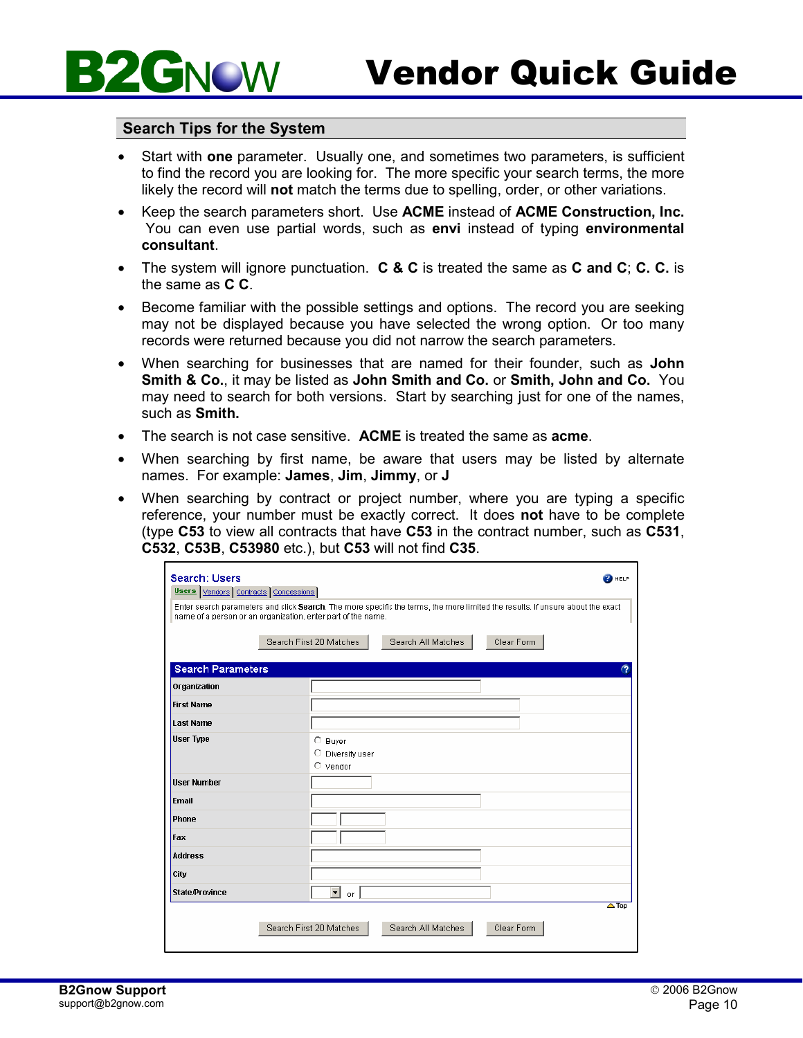## Search Tips for the System

- Start with **one** parameter. Usually one, and sometimes two parameters, is sufficient to find the record you are looking for. The more specific your search terms, the more likely the record will **not** match the terms due to spelling, order, or other variations.
- Keep the search parameters short. Use **ACME** instead of **ACME Construction, Inc.** You can even use partial words, such as **envi** instead of typing **environmental consultant**.
- The system will ignore punctuation. **C & C** is treated the same as **C and C**; **C. C.** is the same as **C C**.
- Become familiar with the possible settings and options. The record you are seeking may not be displayed because you have selected the wrong option. Or too many records were returned because you did not narrow the search parameters.
- When searching for businesses that are named for their founder, such as **John Smith & Co.**, it may be listed as **John Smith and Co.** or **Smith, John and Co.** You may need to search for both versions. Start by searching just for one of the names, such as **Smith.**
- The search is not case sensitive. **ACME** is treated the same as **acme**.
- When searching by first name, be aware that users may be listed by alternate names. For example: **James**, **Jim**, **Jimmy**, or **J**
- When searching by contract or project number, where you are typing a specific reference, your number must be exactly correct. It does **not** have to be complete (type **C53** to view all contracts that have **C53** in the contract number, such as **C531**, **C532**, **C53B**, **C53980** etc.), but **C53** will not find **C35**.

**Search: Users**

Users | Vendors | Contracts | Concessions

Enter search parameters and click **Search**. The more specific the terms, the more limited the results. If unsure about the exact name of a person or an organization, enter part of the name.

[Search First 20 Matches] [Search All Matches] [Clear Form]

| Search Parameters | |
|---|---|
| Organization | |
| First Name | |
| Last Name | |
| User Type | ○ Buyer ○ Diversity user ○ Vendor |
| User Number | |
| Email | |
| Phone | |
| Fax | |
| Address | |
| City | |
| State/Province | or |

[Search First 20 Matches] [Search All Matches] [Clear Form]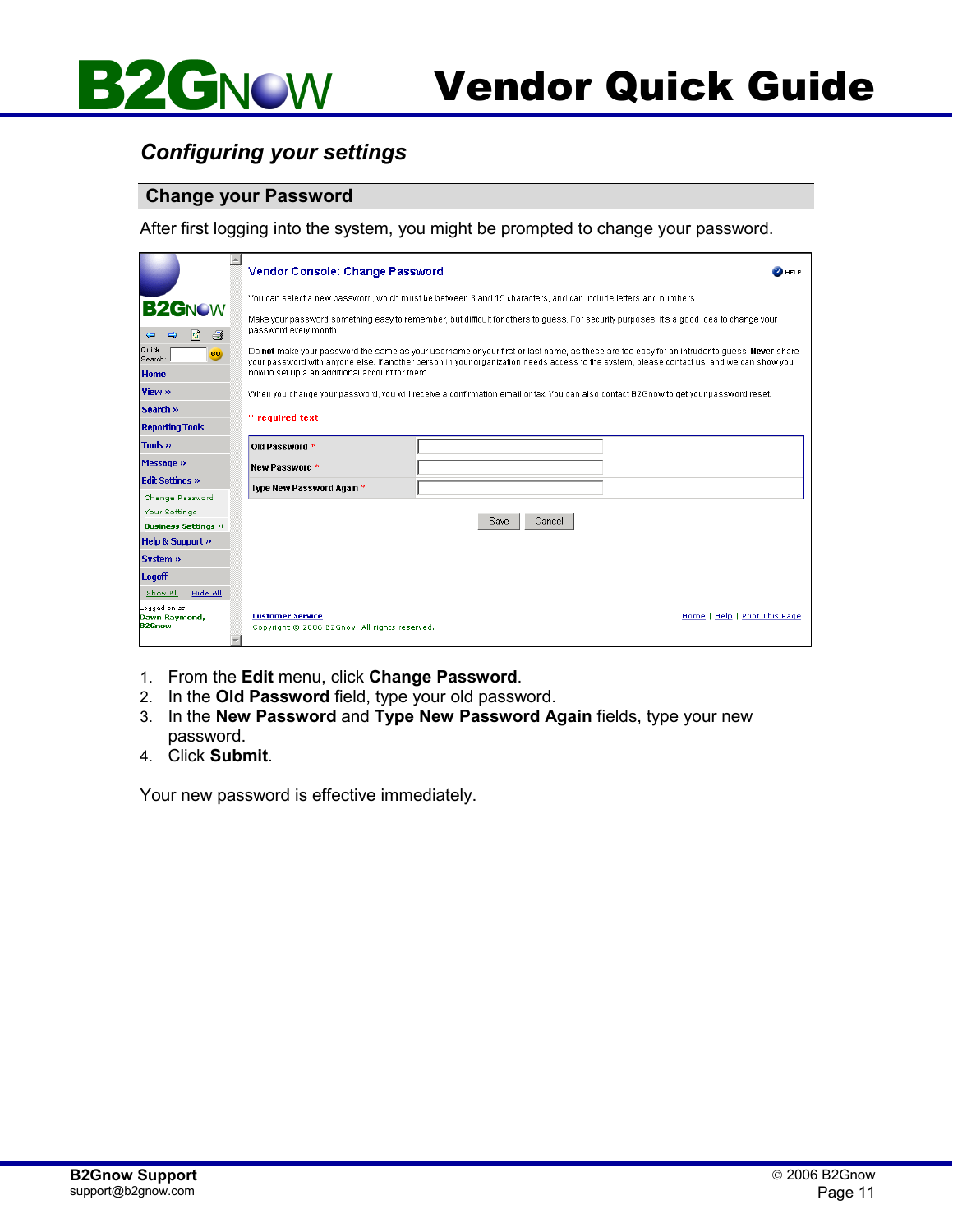## *Configuring your settings*

### Change your Password

After first logging into the system, you might be prompted to change your password.

1. From the **Edit** menu, click **Change Password**.
2. In the **Old Password** field, type your old password.
3. In the **New Password** and **Type New Password Again** fields, type your new password.
4. Click **Submit**.

Your new password is effective immediately.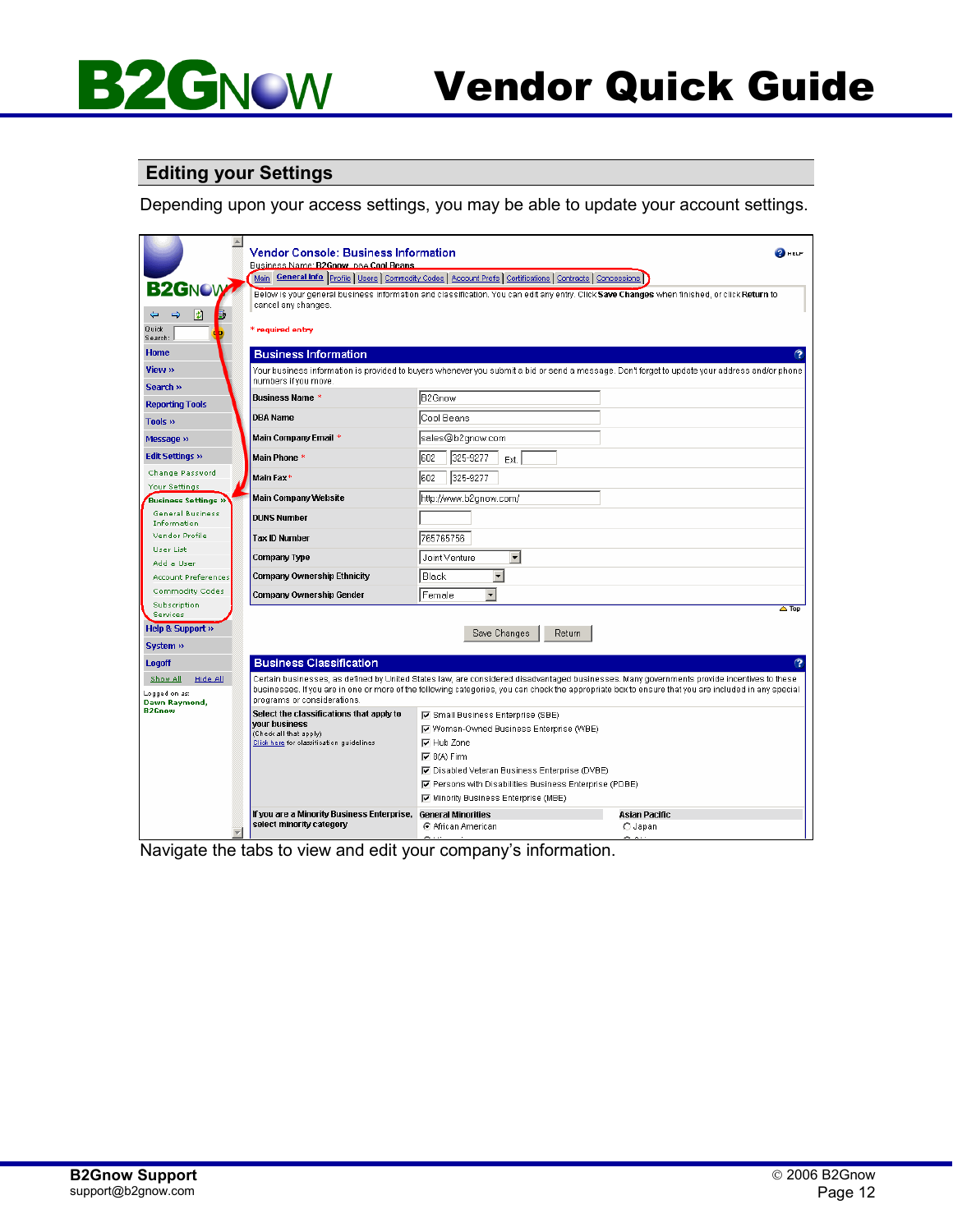## Editing your Settings

Depending upon your access settings, you may be able to update your account settings.

Navigate the tabs to view and edit your company's information.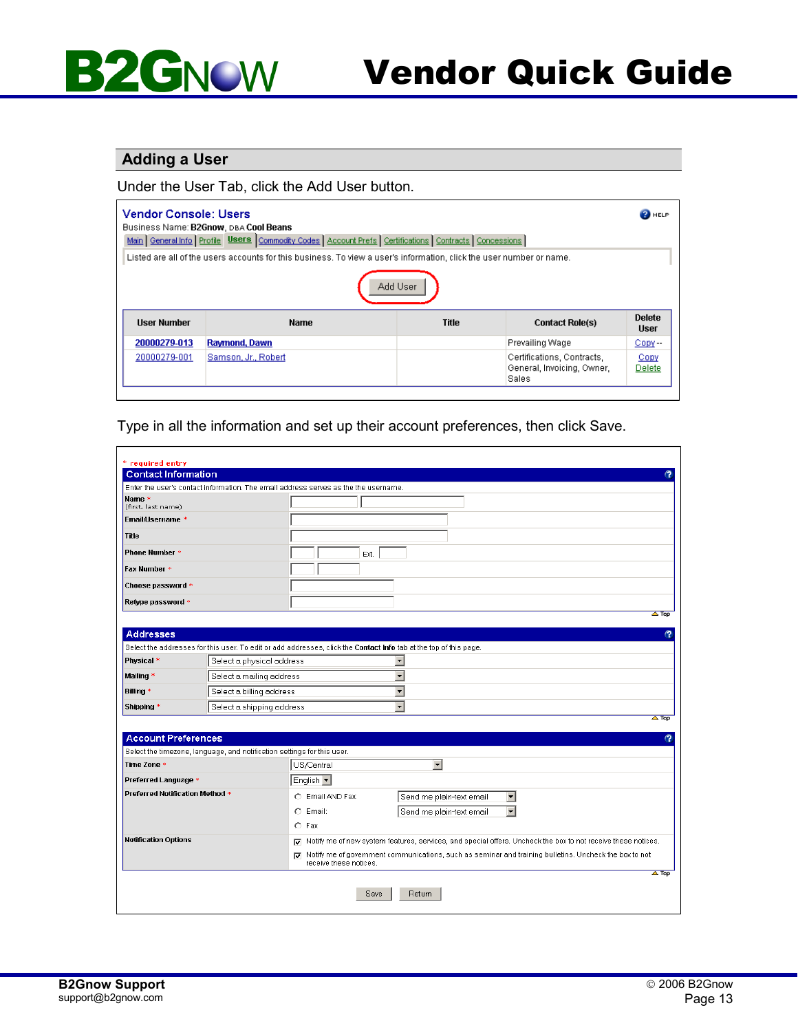## Adding a User

Under the User Tab, click the Add User button.

**Vendor Console: Users**

Business Name: **B2Gnow**, DBA **Cool Beans**

Main | General Info | Profile | **Users** | Commodity Codes | Account Prefs | Certifications | Contracts | Concessions

Listed are all of the users accounts for this business. To view a user's information, click the user number or name.

Add User

| User Number | Name | Title | Contact Role(s) | Delete User |
|---|---|---|---|---|
| 20000279-013 | Raymond, Dawn | | Prevailing Wage | Copy -- |
| 20000279-001 | Samson, Jr., Robert | | Certifications, Contracts, General, Invoicing, Owner, Sales | Copy Delete |

Type in all the information and set up their account preferences, then click Save.

\* required entry

**Contact Information**

Enter the user's contact information. The email address serves as the the username.

- Name \* (first, last name)
- Email/Username \*
- Title
- Phone Number \* Ext.
- Fax Number \*
- Choose password \*
- Retype password \*

**Addresses**

Select the addresses for this user. To edit or add addresses, click the **Contact Info** tab at the top of this page.

- Physical \*: Select a physical address
- Mailing \*: Select a mailing address
- Billing \*: Select a billing address
- Shipping \*: Select a shipping address

**Account Preferences**

Select the timezone, language, and notification settings for this user.

- Time Zone \*: US/Central
- Preferred Language \*: English
- Preferred Notification Method \*:
  - Email AND Fax — Send me plain-text email
  - Email: — Send me plain-text email
  - Fax
- Notification Options:
  - ☑ Notify me of new system features, services, and special offers. Uncheck the box to not receive these notices.
  - ☑ Notify me of government communications, such as seminar and training bulletins. Uncheck the box to not receive these notices.

Save | Return

**B2Gnow Support**
support@b2gnow.com

© 2006 B2Gnow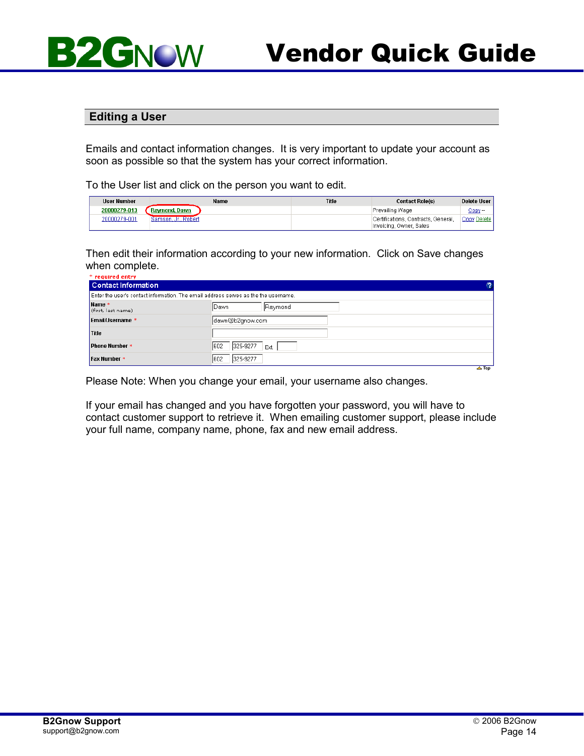## Editing a User

Emails and contact information changes. It is very important to update your account as soon as possible so that the system has your correct information.

To the User list and click on the person you want to edit.

| User Number | Name | Title | Contact Role(s) | Delete User |
|---|---|---|---|---|
| 20000279-013 | Raymond, Dawn | | Prevailing Wage | Copy -- |
| 20000279-001 | Samson, Jr., Robert | | Certifications, Contracts, General, Invoicing, Owner, Sales | Copy Delete |

Then edit their information according to your new information. Click on Save changes when complete.

* required entry

| Contact Information | |
|---|---|
| Enter the user's contact information. The email address serves as the the username. | |
| Name * (first, last name) | Dawn / Raymond |
| Email/Username * | dawn@b2gnow.com |
| Title | |
| Phone Number * | 602 325-9277 Ext. |
| Fax Number * | 602 325-9277 |

Please Note: When you change your email, your username also changes.

If your email has changed and you have forgotten your password, you will have to contact customer support to retrieve it. When emailing customer support, please include your full name, company name, phone, fax and new email address.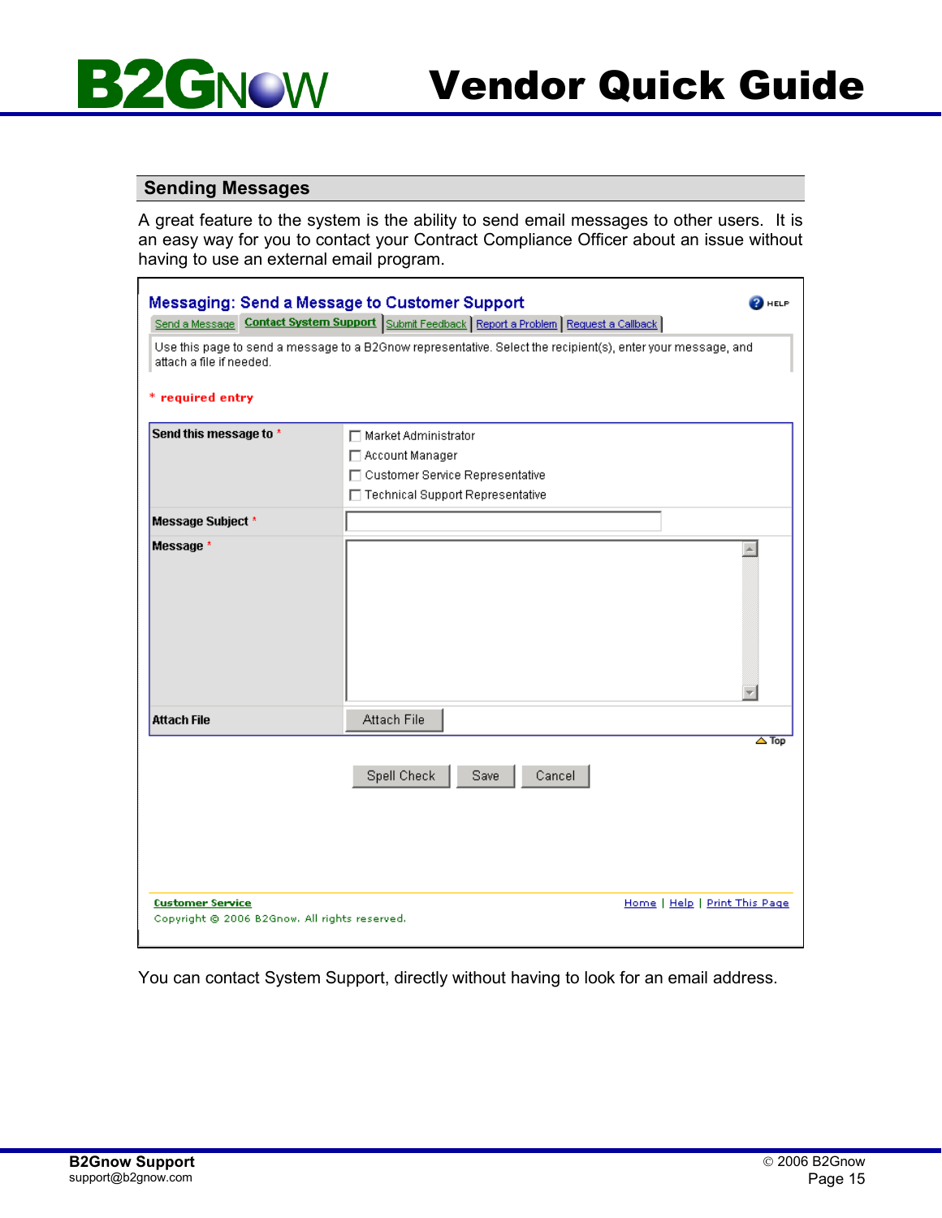## Sending Messages

A great feature to the system is the ability to send email messages to other users. It is an easy way for you to contact your Contract Compliance Officer about an issue without having to use an external email program.

**Messaging: Send a Message to Customer Support**

HELP

Send a Message | **Contact System Support** | Submit Feedback | Report a Problem | Request a Callback

Use this page to send a message to a B2Gnow representative. Select the recipient(s), enter your message, and attach a file if needed.

* required entry

| | |
|---|---|
| **Send this message to** * | ☐ Market Administrator<br>☐ Account Manager<br>☐ Customer Service Representative<br>☐ Technical Support Representative |
| **Message Subject** * | |
| **Message** * | |
| **Attach File** | [Attach File] |

Top

[Spell Check] [Save] [Cancel]

Customer Service

Copyright © 2006 B2Gnow. All rights reserved.

Home | Help | Print This Page

You can contact System Support, directly without having to look for an email address.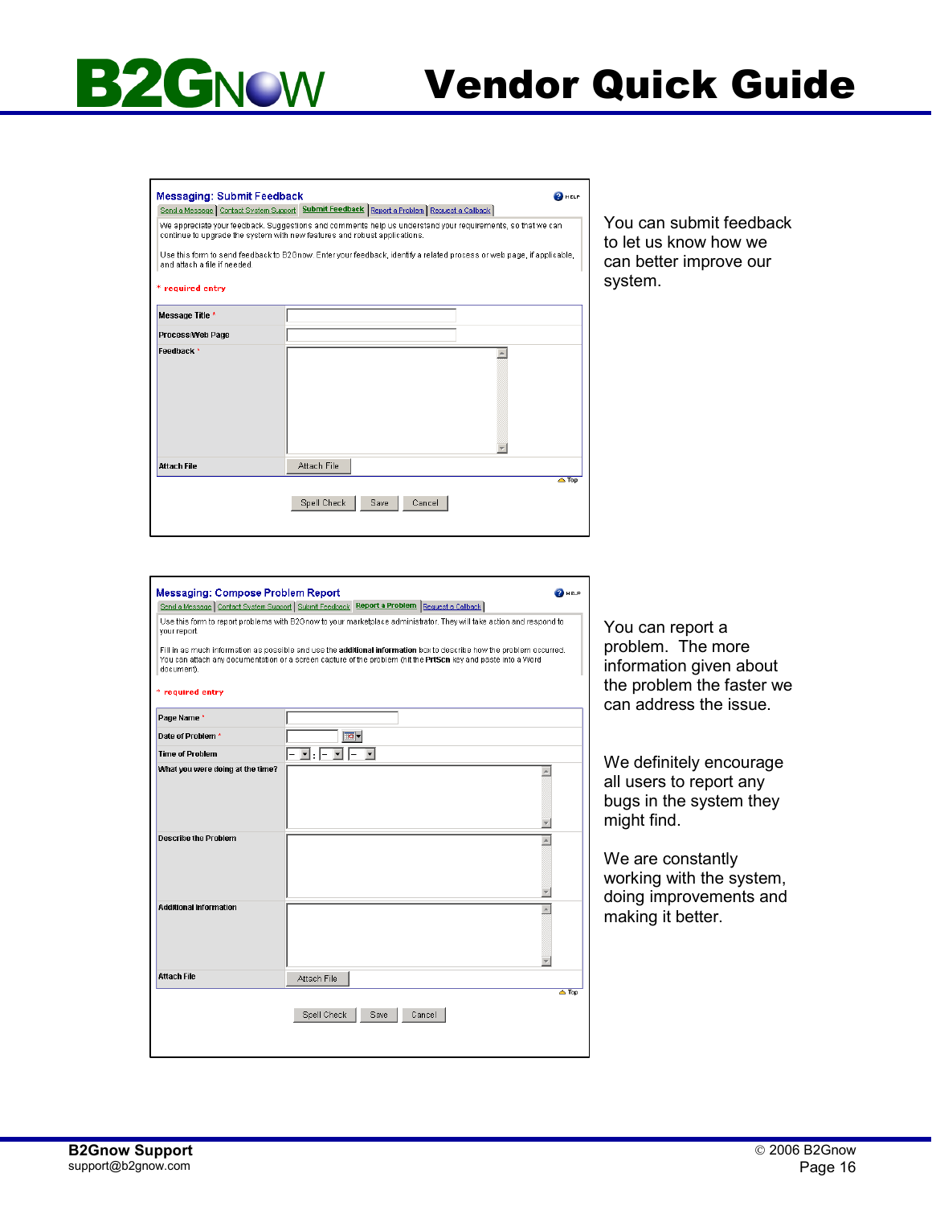**Messaging: Submit Feedback**

Send a Message | Contact System Support | Submit Feedback | Report a Problem | Request a Callback

We appreciate your feedback. Suggestions and comments help us understand your requirements, so that we can continue to upgrade the system with new features and robust applications.

Use this form to send feedback to B2Gnow. Enter your feedback, identify a related process or web page, if applicable, and attach a file if needed.

\* required entry

| | |
|---|---|
| Message Title * | |
| Process/Web Page | |
| Feedback * | |
| Attach File | Attach File |

Spell Check | Save | Cancel

You can submit feedback to let us know how we can better improve our system.

**Messaging: Compose Problem Report**

Send a Message | Contact System Support | Submit Feedback | Report a Problem | Request a Callback

Use this form to report problems with B2Gnow to your marketplace administrator. They will take action and respond to your report.

Fill in as much information as possible and use the **additional information** box to describe how the problem occurred. You can attach any documentation or a screen capture of the problem (hit the **PrtScn** key and paste into a Word document).

\* required entry

| | |
|---|---|
| Page Name * | |
| Date of Problem * | |
| Time of Problem | -- : -- -- |
| What you were doing at the time? | |
| Describe the Problem | |
| Additional Information | |
| Attach File | Attach File |

Spell Check | Save | Cancel

You can report a problem. The more information given about the problem the faster we can address the issue.

We definitely encourage all users to report any bugs in the system they might find.

We are constantly working with the system, doing improvements and making it better.